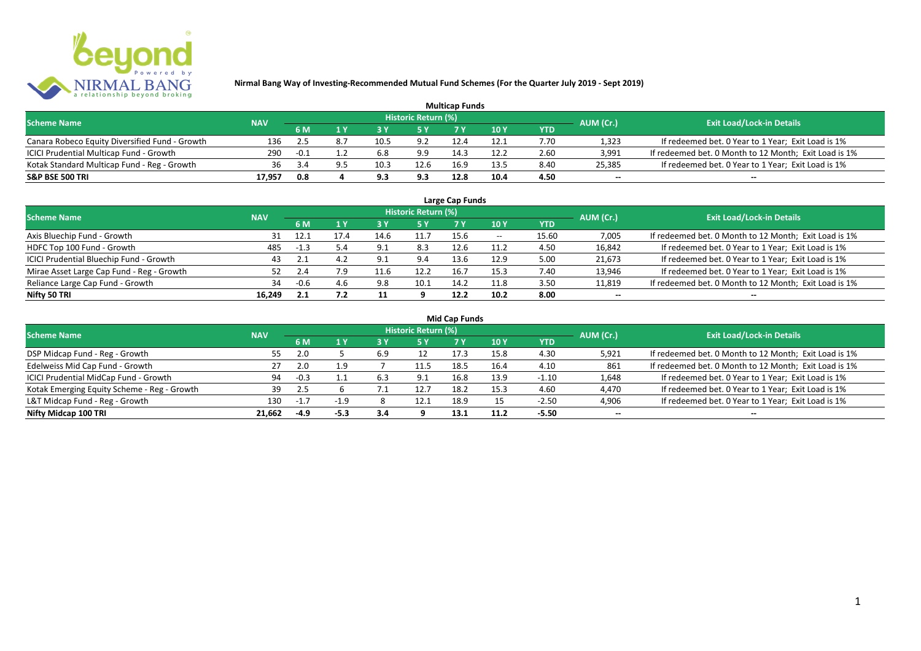# Nirmal Bang Way of Investing-Recommended Mutual Fund Schemes (For the Quarter July 2019 - Sept 2019)

## Multicap Funds

| Scheme Name | NAV | Historic Return (%) | | | | | | | AUM (Cr.) | Exit Load/Lock-in Details |
|---|---|---|---|---|---|---|---|---|---|---|
| | | 6 M | 1 Y | 3 Y | 5 Y | 7 Y | 10 Y | YTD | | |
| Canara Robeco Equity Diversified Fund - Growth | 136 | 2.5 | 8.7 | 10.5 | 9.2 | 12.4 | 12.1 | 7.70 | 1,323 | If redeemed bet. 0 Year to 1 Year; Exit Load is 1% |
| ICICI Prudential Multicap Fund - Growth | 290 | -0.1 | 1.2 | 6.8 | 9.9 | 14.3 | 12.2 | 2.60 | 3,991 | If redeemed bet. 0 Month to 12 Month; Exit Load is 1% |
| Kotak Standard Multicap Fund - Reg - Growth | 36 | 3.4 | 9.5 | 10.3 | 12.6 | 16.9 | 13.5 | 8.40 | 25,385 | If redeemed bet. 0 Year to 1 Year; Exit Load is 1% |
| **S&P BSE 500 TRI** | **17,957** | **0.8** | **4** | **9.3** | **9.3** | **12.8** | **10.4** | **4.50** | -- | -- |

## Large Cap Funds

| Scheme Name | NAV | Historic Return (%) | | | | | | | AUM (Cr.) | Exit Load/Lock-in Details |
|---|---|---|---|---|---|---|---|---|---|---|
| | | 6 M | 1 Y | 3 Y | 5 Y | 7 Y | 10 Y | YTD | | |
| Axis Bluechip Fund - Growth | 31 | 12.1 | 17.4 | 14.6 | 11.7 | 15.6 | -- | 15.60 | 7,005 | If redeemed bet. 0 Month to 12 Month; Exit Load is 1% |
| HDFC Top 100 Fund - Growth | 485 | -1.3 | 5.4 | 9.1 | 8.3 | 12.6 | 11.2 | 4.50 | 16,842 | If redeemed bet. 0 Year to 1 Year; Exit Load is 1% |
| ICICI Prudential Bluechip Fund - Growth | 43 | 2.1 | 4.2 | 9.1 | 9.4 | 13.6 | 12.9 | 5.00 | 21,673 | If redeemed bet. 0 Year to 1 Year; Exit Load is 1% |
| Mirae Asset Large Cap Fund - Reg - Growth | 52 | 2.4 | 7.9 | 11.6 | 12.2 | 16.7 | 15.3 | 7.40 | 13,946 | If redeemed bet. 0 Year to 1 Year; Exit Load is 1% |
| Reliance Large Cap Fund - Growth | 34 | -0.6 | 4.6 | 9.8 | 10.1 | 14.2 | 11.8 | 3.50 | 11,819 | If redeemed bet. 0 Month to 12 Month; Exit Load is 1% |
| **Nifty 50 TRI** | **16,249** | **2.1** | **7.2** | **11** | **9** | **12.2** | **10.2** | **8.00** | -- | -- |

## Mid Cap Funds

| Scheme Name | NAV | Historic Return (%) | | | | | | | AUM (Cr.) | Exit Load/Lock-in Details |
|---|---|---|---|---|---|---|---|---|---|---|
| | | 6 M | 1 Y | 3 Y | 5 Y | 7 Y | 10 Y | YTD | | |
| DSP Midcap Fund - Reg - Growth | 55 | 2.0 | 5 | 6.9 | 12 | 17.3 | 15.8 | 4.30 | 5,921 | If redeemed bet. 0 Month to 12 Month; Exit Load is 1% |
| Edelweiss Mid Cap Fund - Growth | 27 | 2.0 | 1.9 | 7 | 11.5 | 18.5 | 16.4 | 4.10 | 861 | If redeemed bet. 0 Month to 12 Month; Exit Load is 1% |
| ICICI Prudential MidCap Fund - Growth | 94 | -0.3 | 1.1 | 6.3 | 9.1 | 16.8 | 13.9 | -1.10 | 1,648 | If redeemed bet. 0 Year to 1 Year; Exit Load is 1% |
| Kotak Emerging Equity Scheme - Reg - Growth | 39 | 2.5 | 6 | 7.1 | 12.7 | 18.2 | 15.3 | 4.60 | 4,470 | If redeemed bet. 0 Year to 1 Year; Exit Load is 1% |
| L&T Midcap Fund - Reg - Growth | 130 | -1.7 | -1.9 | 8 | 12.1 | 18.9 | 15 | -2.50 | 4,906 | If redeemed bet. 0 Year to 1 Year; Exit Load is 1% |
| **Nifty Midcap 100 TRI** | **21,662** | **-4.9** | **-5.3** | **3.4** | **9** | **13.1** | **11.2** | **-5.50** | -- | -- |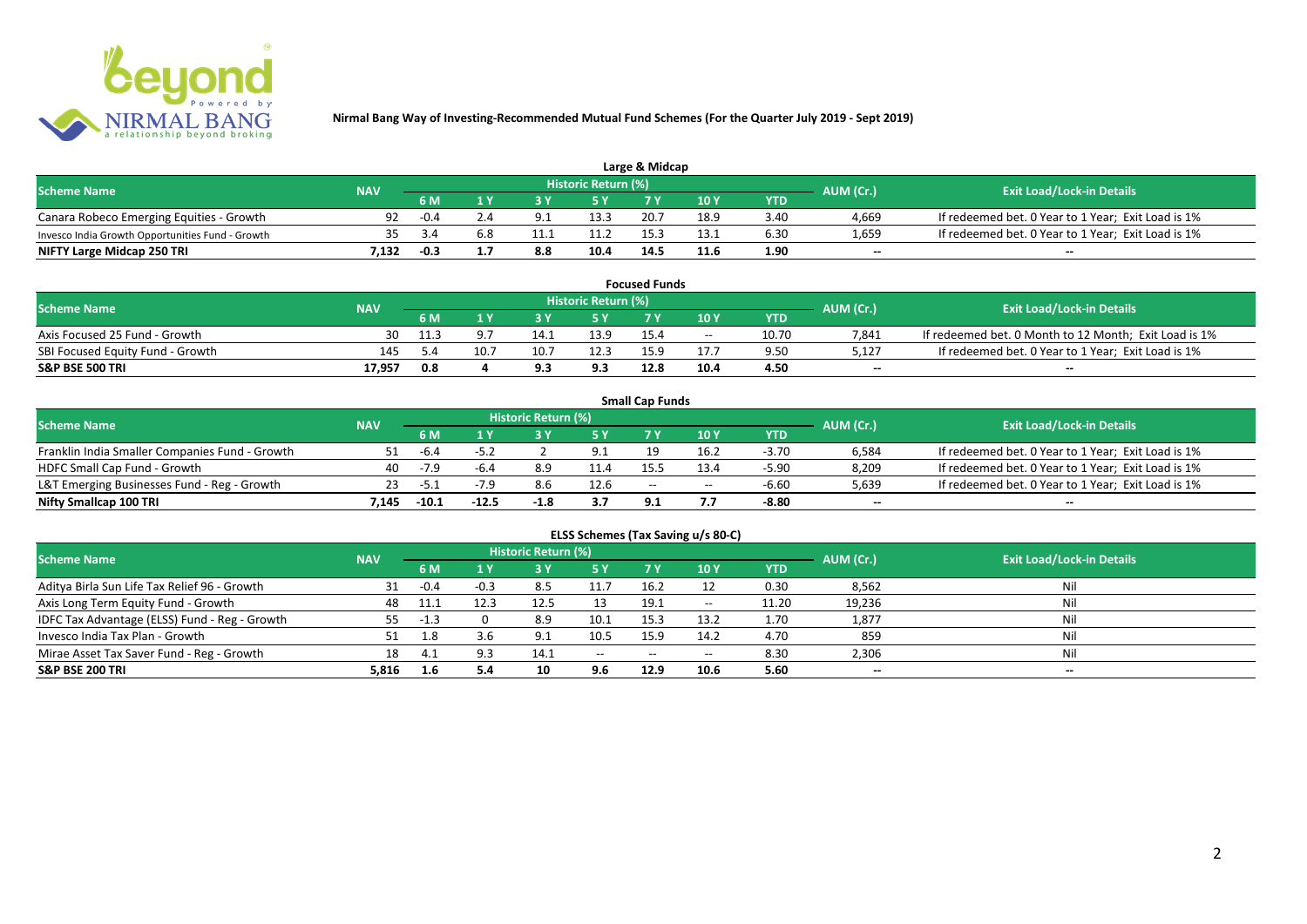**Nirmal Bang Way of Investing-Recommended Mutual Fund Schemes (For the Quarter July 2019 - Sept 2019)**

### Large & Midcap

| Scheme Name | NAV | Historic Return (%) | | | | | | | AUM (Cr.) | Exit Load/Lock-in Details |
|---|---|---|---|---|---|---|---|---|---|---|
| | | 6 M | 1 Y | 3 Y | 5 Y | 7 Y | 10 Y | YTD | | |
| Canara Robeco Emerging Equities - Growth | 92 | -0.4 | 2.4 | 9.1 | 13.3 | 20.7 | 18.9 | 3.40 | 4,669 | If redeemed bet. 0 Year to 1 Year; Exit Load is 1% |
| Invesco India Growth Opportunities Fund - Growth | 35 | 3.4 | 6.8 | 11.1 | 11.2 | 15.3 | 13.1 | 6.30 | 1,659 | If redeemed bet. 0 Year to 1 Year; Exit Load is 1% |
| **NIFTY Large Midcap 250 TRI** | **7,132** | **-0.3** | **1.7** | **8.8** | **10.4** | **14.5** | **11.6** | **1.90** | **--** | **--** |

### Focused Funds

| Scheme Name | NAV | Historic Return (%) | | | | | | | AUM (Cr.) | Exit Load/Lock-in Details |
|---|---|---|---|---|---|---|---|---|---|---|
| | | 6 M | 1 Y | 3 Y | 5 Y | 7 Y | 10 Y | YTD | | |
| Axis Focused 25 Fund - Growth | 30 | 11.3 | 9.7 | 14.1 | 13.9 | 15.4 | -- | 10.70 | 7,841 | If redeemed bet. 0 Month to 12 Month; Exit Load is 1% |
| SBI Focused Equity Fund - Growth | 145 | 5.4 | 10.7 | 10.7 | 12.3 | 15.9 | 17.7 | 9.50 | 5,127 | If redeemed bet. 0 Year to 1 Year; Exit Load is 1% |
| **S&P BSE 500 TRI** | **17,957** | **0.8** | **4** | **9.3** | **9.3** | **12.8** | **10.4** | **4.50** | **--** | **--** |

### Small Cap Funds

| Scheme Name | NAV | Historic Return (%) | | | | | | | AUM (Cr.) | Exit Load/Lock-in Details |
|---|---|---|---|---|---|---|---|---|---|---|
| | | 6 M | 1 Y | 3 Y | 5 Y | 7 Y | 10 Y | YTD | | |
| Franklin India Smaller Companies Fund - Growth | 51 | -6.4 | -5.2 | 2 | 9.1 | 19 | 16.2 | -3.70 | 6,584 | If redeemed bet. 0 Year to 1 Year; Exit Load is 1% |
| HDFC Small Cap Fund - Growth | 40 | -7.9 | -6.4 | 8.9 | 11.4 | 15.5 | 13.4 | -5.90 | 8,209 | If redeemed bet. 0 Year to 1 Year; Exit Load is 1% |
| L&T Emerging Businesses Fund - Reg - Growth | 23 | -5.1 | -7.9 | 8.6 | 12.6 | -- | -- | -6.60 | 5,639 | If redeemed bet. 0 Year to 1 Year; Exit Load is 1% |
| **Nifty Smallcap 100 TRI** | **7,145** | **-10.1** | **-12.5** | **-1.8** | **3.7** | **9.1** | **7.7** | **-8.80** | **--** | **--** |

### ELSS Schemes (Tax Saving u/s 80-C)

| Scheme Name | NAV | Historic Return (%) | | | | | | | AUM (Cr.) | Exit Load/Lock-in Details |
|---|---|---|---|---|---|---|---|---|---|---|
| | | 6 M | 1 Y | 3 Y | 5 Y | 7 Y | 10 Y | YTD | | |
| Aditya Birla Sun Life Tax Relief 96 - Growth | 31 | -0.4 | -0.3 | 8.5 | 11.7 | 16.2 | 12 | 0.30 | 8,562 | Nil |
| Axis Long Term Equity Fund - Growth | 48 | 11.1 | 12.3 | 12.5 | 13 | 19.1 | -- | 11.20 | 19,236 | Nil |
| IDFC Tax Advantage (ELSS) Fund - Reg - Growth | 55 | -1.3 | 0 | 8.9 | 10.1 | 15.3 | 13.2 | 1.70 | 1,877 | Nil |
| Invesco India Tax Plan - Growth | 51 | 1.8 | 3.6 | 9.1 | 10.5 | 15.9 | 14.2 | 4.70 | 859 | Nil |
| Mirae Asset Tax Saver Fund - Reg - Growth | 18 | 4.1 | 9.3 | 14.1 | -- | -- | -- | 8.30 | 2,306 | Nil |
| **S&P BSE 200 TRI** | **5,816** | **1.6** | **5.4** | **10** | **9.6** | **12.9** | **10.6** | **5.60** | **--** | **--** |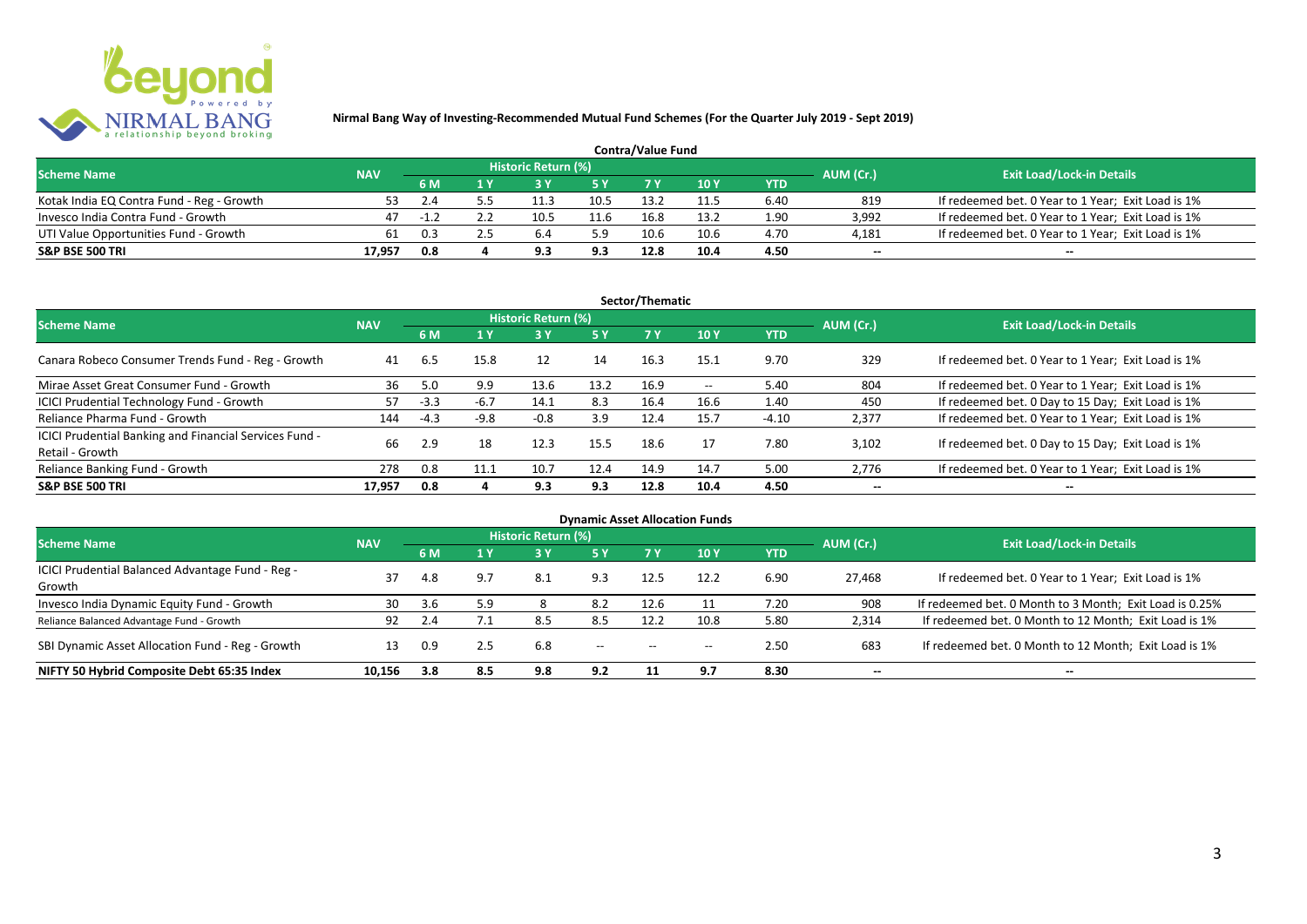**Nirmal Bang Way of Investing-Recommended Mutual Fund Schemes (For the Quarter July 2019 - Sept 2019)**

### Contra/Value Fund

| Scheme Name | NAV | Historic Return (%) | | | | | | | AUM (Cr.) | Exit Load/Lock-in Details |
|---|---|---|---|---|---|---|---|---|---|---|
| | | 6 M | 1 Y | 3 Y | 5 Y | 7 Y | 10 Y | YTD | | |
| Kotak India EQ Contra Fund - Reg - Growth | 53 | 2.4 | 5.5 | 11.3 | 10.5 | 13.2 | 11.5 | 6.40 | 819 | If redeemed bet. 0 Year to 1 Year; Exit Load is 1% |
| Invesco India Contra Fund - Growth | 47 | -1.2 | 2.2 | 10.5 | 11.6 | 16.8 | 13.2 | 1.90 | 3,992 | If redeemed bet. 0 Year to 1 Year; Exit Load is 1% |
| UTI Value Opportunities Fund - Growth | 61 | 0.3 | 2.5 | 6.4 | 5.9 | 10.6 | 10.6 | 4.70 | 4,181 | If redeemed bet. 0 Year to 1 Year; Exit Load is 1% |
| **S&P BSE 500 TRI** | **17,957** | **0.8** | **4** | **9.3** | **9.3** | **12.8** | **10.4** | **4.50** | **--** | **--** |

### Sector/Thematic

| Scheme Name | NAV | Historic Return (%) | | | | | | | AUM (Cr.) | Exit Load/Lock-in Details |
|---|---|---|---|---|---|---|---|---|---|---|
| | | 6 M | 1 Y | 3 Y | 5 Y | 7 Y | 10 Y | YTD | | |
| Canara Robeco Consumer Trends Fund - Reg - Growth | 41 | 6.5 | 15.8 | 12 | 14 | 16.3 | 15.1 | 9.70 | 329 | If redeemed bet. 0 Year to 1 Year; Exit Load is 1% |
| Mirae Asset Great Consumer Fund - Growth | 36 | 5.0 | 9.9 | 13.6 | 13.2 | 16.9 | -- | 5.40 | 804 | If redeemed bet. 0 Year to 1 Year; Exit Load is 1% |
| ICICI Prudential Technology Fund - Growth | 57 | -3.3 | -6.7 | 14.1 | 8.3 | 16.4 | 16.6 | 1.40 | 450 | If redeemed bet. 0 Day to 15 Day; Exit Load is 1% |
| Reliance Pharma Fund - Growth | 144 | -4.3 | -9.8 | -0.8 | 3.9 | 12.4 | 15.7 | -4.10 | 2,377 | If redeemed bet. 0 Year to 1 Year; Exit Load is 1% |
| ICICI Prudential Banking and Financial Services Fund - Retail - Growth | 66 | 2.9 | 18 | 12.3 | 15.5 | 18.6 | 17 | 7.80 | 3,102 | If redeemed bet. 0 Day to 15 Day; Exit Load is 1% |
| Reliance Banking Fund - Growth | 278 | 0.8 | 11.1 | 10.7 | 12.4 | 14.9 | 14.7 | 5.00 | 2,776 | If redeemed bet. 0 Year to 1 Year; Exit Load is 1% |
| **S&P BSE 500 TRI** | **17,957** | **0.8** | **4** | **9.3** | **9.3** | **12.8** | **10.4** | **4.50** | **--** | **--** |

### Dynamic Asset Allocation Funds

| Scheme Name | NAV | Historic Return (%) | | | | | | | AUM (Cr.) | Exit Load/Lock-in Details |
|---|---|---|---|---|---|---|---|---|---|---|
| | | 6 M | 1 Y | 3 Y | 5 Y | 7 Y | 10 Y | YTD | | |
| ICICI Prudential Balanced Advantage Fund - Reg - Growth | 37 | 4.8 | 9.7 | 8.1 | 9.3 | 12.5 | 12.2 | 6.90 | 27,468 | If redeemed bet. 0 Year to 1 Year; Exit Load is 1% |
| Invesco India Dynamic Equity Fund - Growth | 30 | 3.6 | 5.9 | 8 | 8.2 | 12.6 | 11 | 7.20 | 908 | If redeemed bet. 0 Month to 3 Month; Exit Load is 0.25% |
| Reliance Balanced Advantage Fund - Growth | 92 | 2.4 | 7.1 | 8.5 | 8.5 | 12.2 | 10.8 | 5.80 | 2,314 | If redeemed bet. 0 Month to 12 Month; Exit Load is 1% |
| SBI Dynamic Asset Allocation Fund - Reg - Growth | 13 | 0.9 | 2.5 | 6.8 | -- | -- | -- | 2.50 | 683 | If redeemed bet. 0 Month to 12 Month; Exit Load is 1% |
| **NIFTY 50 Hybrid Composite Debt 65:35 Index** | **10,156** | **3.8** | **8.5** | **9.8** | **9.2** | **11** | **9.7** | **8.30** | **--** | **--** |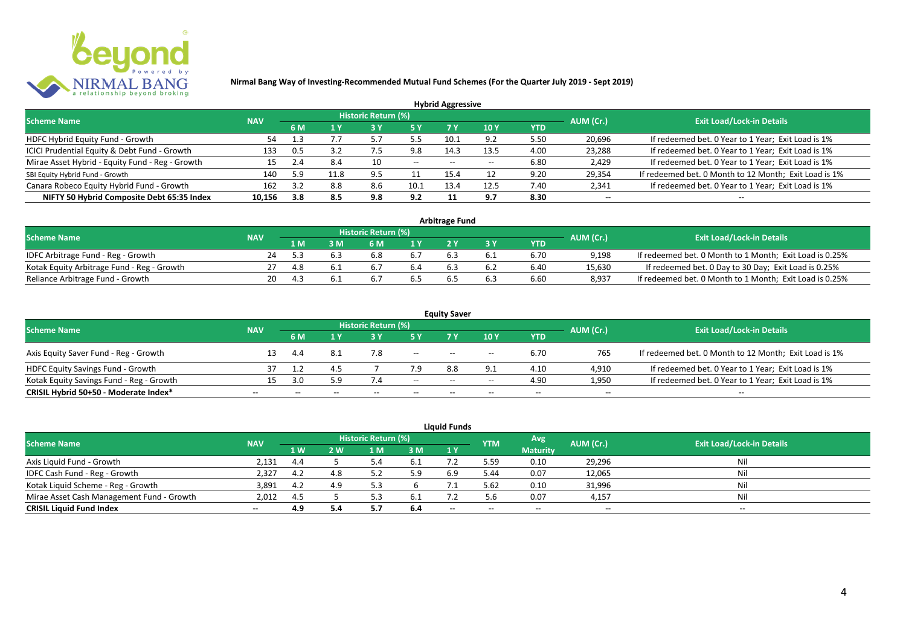**Nirmal Bang Way of Investing-Recommended Mutual Fund Schemes (For the Quarter July 2019 - Sept 2019)**

## Hybrid Aggressive

| Scheme Name | NAV | Historic Return (%) | | | | | | | AUM (Cr.) | Exit Load/Lock-in Details |
|---|---|---|---|---|---|---|---|---|---|---|
| | | 6 M | 1 Y | 3 Y | 5 Y | 7 Y | 10 Y | YTD | | |
| HDFC Hybrid Equity Fund - Growth | 54 | 1.3 | 7.7 | 5.7 | 5.5 | 10.1 | 9.2 | 5.50 | 20,696 | If redeemed bet. 0 Year to 1 Year; Exit Load is 1% |
| ICICI Prudential Equity & Debt Fund - Growth | 133 | 0.5 | 3.2 | 7.5 | 9.8 | 14.3 | 13.5 | 4.00 | 23,288 | If redeemed bet. 0 Year to 1 Year; Exit Load is 1% |
| Mirae Asset Hybrid - Equity Fund - Reg - Growth | 15 | 2.4 | 8.4 | 10 | -- | -- | -- | 6.80 | 2,429 | If redeemed bet. 0 Year to 1 Year; Exit Load is 1% |
| SBI Equity Hybrid Fund - Growth | 140 | 5.9 | 11.8 | 9.5 | 11 | 15.4 | 12 | 9.20 | 29,354 | If redeemed bet. 0 Month to 12 Month; Exit Load is 1% |
| Canara Robeco Equity Hybrid Fund - Growth | 162 | 3.2 | 8.8 | 8.6 | 10.1 | 13.4 | 12.5 | 7.40 | 2,341 | If redeemed bet. 0 Year to 1 Year; Exit Load is 1% |
| **NIFTY 50 Hybrid Composite Debt 65:35 Index** | **10,156** | **3.8** | **8.5** | **9.8** | **9.2** | **11** | **9.7** | **8.30** | **--** | **--** |

## Arbitrage Fund

| Scheme Name | NAV | Historic Return (%) | | | | | | | AUM (Cr.) | Exit Load/Lock-in Details |
|---|---|---|---|---|---|---|---|---|---|---|
| | | 1 M | 3 M | 6 M | 1 Y | 2 Y | 3 Y | YTD | | |
| IDFC Arbitrage Fund - Reg - Growth | 24 | 5.3 | 6.3 | 6.8 | 6.7 | 6.3 | 6.1 | 6.70 | 9,198 | If redeemed bet. 0 Month to 1 Month; Exit Load is 0.25% |
| Kotak Equity Arbitrage Fund - Reg - Growth | 27 | 4.8 | 6.1 | 6.7 | 6.4 | 6.3 | 6.2 | 6.40 | 15,630 | If redeemed bet. 0 Day to 30 Day; Exit Load is 0.25% |
| Reliance Arbitrage Fund - Growth | 20 | 4.3 | 6.1 | 6.7 | 6.5 | 6.5 | 6.3 | 6.60 | 8,937 | If redeemed bet. 0 Month to 1 Month; Exit Load is 0.25% |

## Equity Saver

| Scheme Name | NAV | Historic Return (%) | | | | | | | AUM (Cr.) | Exit Load/Lock-in Details |
|---|---|---|---|---|---|---|---|---|---|---|
| | | 6 M | 1 Y | 3 Y | 5 Y | 7 Y | 10 Y | YTD | | |
| Axis Equity Saver Fund - Reg - Growth | 13 | 4.4 | 8.1 | 7.8 | -- | -- | -- | 6.70 | 765 | If redeemed bet. 0 Month to 12 Month; Exit Load is 1% |
| HDFC Equity Savings Fund - Growth | 37 | 1.2 | 4.5 | 7 | 7.9 | 8.8 | 9.1 | 4.10 | 4,910 | If redeemed bet. 0 Year to 1 Year; Exit Load is 1% |
| Kotak Equity Savings Fund - Reg - Growth | 15 | 3.0 | 5.9 | 7.4 | -- | -- | -- | 4.90 | 1,950 | If redeemed bet. 0 Year to 1 Year; Exit Load is 1% |
| **CRISIL Hybrid 50+50 - Moderate Index*** | **--** | **--** | **--** | **--** | **--** | **--** | **--** | **--** | **--** | **--** |

## Liquid Funds

| Scheme Name | NAV | Historic Return (%) | | | | | YTM | Avg Maturity | AUM (Cr.) | Exit Load/Lock-in Details |
|---|---|---|---|---|---|---|---|---|---|---|
| | | 1 W | 2 W | 1 M | 3 M | 1 Y | | | | |
| Axis Liquid Fund - Growth | 2,131 | 4.4 | 5 | 5.4 | 6.1 | 7.2 | 5.59 | 0.10 | 29,296 | Nil |
| IDFC Cash Fund - Reg - Growth | 2,327 | 4.2 | 4.8 | 5.2 | 5.9 | 6.9 | 5.44 | 0.07 | 12,065 | Nil |
| Kotak Liquid Scheme - Reg - Growth | 3,891 | 4.2 | 4.9 | 5.3 | 6 | 7.1 | 5.62 | 0.10 | 31,996 | Nil |
| Mirae Asset Cash Management Fund - Growth | 2,012 | 4.5 | 5 | 5.3 | 6.1 | 7.2 | 5.6 | 0.07 | 4,157 | Nil |
| **CRISIL Liquid Fund Index** | **--** | **4.9** | **5.4** | **5.7** | **6.4** | **--** | **--** | **--** | **--** | **--** |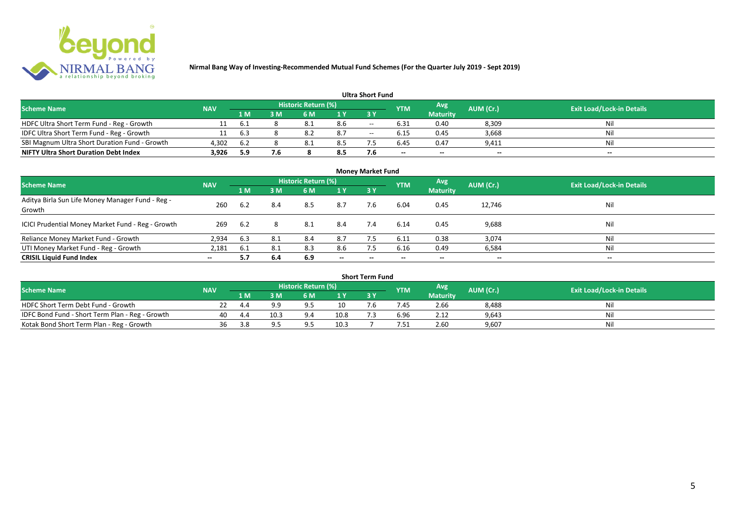**Nirmal Bang Way of Investing-Recommended Mutual Fund Schemes (For the Quarter July 2019 - Sept 2019)**

## Ultra Short Fund

| Scheme Name | NAV | Historic Return (%) | | | | | YTM | Avg Maturity | AUM (Cr.) | Exit Load/Lock-in Details |
|---|---|---|---|---|---|---|---|---|---|---|
| | | 1 M | 3 M | 6 M | 1 Y | 3 Y | | | | |
| HDFC Ultra Short Term Fund - Reg - Growth | 11 | 6.1 | 8 | 8.1 | 8.6 | -- | 6.31 | 0.40 | 8,309 | Nil |
| IDFC Ultra Short Term Fund - Reg - Growth | 11 | 6.3 | 8 | 8.2 | 8.7 | -- | 6.15 | 0.45 | 3,668 | Nil |
| SBI Magnum Ultra Short Duration Fund - Growth | 4,302 | 6.2 | 8 | 8.1 | 8.5 | 7.5 | 6.45 | 0.47 | 9,411 | Nil |
| **NIFTY Ultra Short Duration Debt Index** | **3,926** | **5.9** | **7.6** | **8** | **8.5** | **7.6** | -- | -- | -- | -- |

## Money Market Fund

| Scheme Name | NAV | Historic Return (%) | | | | | YTM | Avg Maturity | AUM (Cr.) | Exit Load/Lock-in Details |
|---|---|---|---|---|---|---|---|---|---|---|
| | | 1 M | 3 M | 6 M | 1 Y | 3 Y | | | | |
| Aditya Birla Sun Life Money Manager Fund - Reg - Growth | 260 | 6.2 | 8.4 | 8.5 | 8.7 | 7.6 | 6.04 | 0.45 | 12,746 | Nil |
| ICICI Prudential Money Market Fund - Reg - Growth | 269 | 6.2 | 8 | 8.1 | 8.4 | 7.4 | 6.14 | 0.45 | 9,688 | Nil |
| Reliance Money Market Fund - Growth | 2,934 | 6.3 | 8.1 | 8.4 | 8.7 | 7.5 | 6.11 | 0.38 | 3,074 | Nil |
| UTI Money Market Fund - Reg - Growth | 2,181 | 6.1 | 8.1 | 8.3 | 8.6 | 7.5 | 6.16 | 0.49 | 6,584 | Nil |
| **CRISIL Liquid Fund Index** | -- | **5.7** | **6.4** | **6.9** | -- | -- | -- | -- | -- | -- |

## Short Term Fund

| Scheme Name | NAV | Historic Return (%) | | | | | YTM | Avg Maturity | AUM (Cr.) | Exit Load/Lock-in Details |
|---|---|---|---|---|---|---|---|---|---|---|
| | | 1 M | 3 M | 6 M | 1 Y | 3 Y | | | | |
| HDFC Short Term Debt Fund - Growth | 22 | 4.4 | 9.9 | 9.5 | 10 | 7.6 | 7.45 | 2.66 | 8,488 | Nil |
| IDFC Bond Fund - Short Term Plan - Reg - Growth | 40 | 4.4 | 10.3 | 9.4 | 10.8 | 7.3 | 6.96 | 2.12 | 9,643 | Nil |
| Kotak Bond Short Term Plan - Reg - Growth | 36 | 3.8 | 9.5 | 9.5 | 10.3 | 7 | 7.51 | 2.60 | 9,607 | Nil |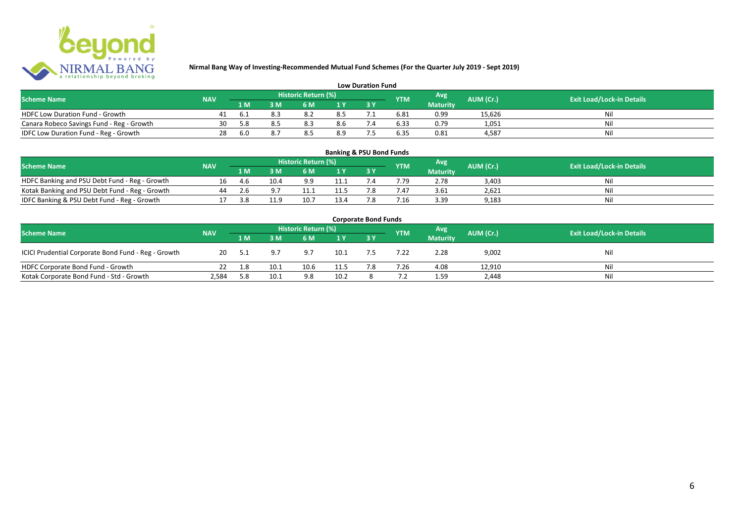**Nirmal Bang Way of Investing-Recommended Mutual Fund Schemes (For the Quarter July 2019 - Sept 2019)**

## Low Duration Fund

| Scheme Name | NAV | Historic Return (%) | | | | | YTM | Avg Maturity | AUM (Cr.) | Exit Load/Lock-in Details |
|---|---|---|---|---|---|---|---|---|---|---|
| | | 1 M | 3 M | 6 M | 1 Y | 3 Y | | | | |
| HDFC Low Duration Fund - Growth | 41 | 6.1 | 8.3 | 8.2 | 8.5 | 7.1 | 6.81 | 0.99 | 15,626 | Nil |
| Canara Robeco Savings Fund - Reg - Growth | 30 | 5.8 | 8.5 | 8.3 | 8.6 | 7.4 | 6.33 | 0.79 | 1,051 | Nil |
| IDFC Low Duration Fund - Reg - Growth | 28 | 6.0 | 8.7 | 8.5 | 8.9 | 7.5 | 6.35 | 0.81 | 4,587 | Nil |

## Banking & PSU Bond Funds

| Scheme Name | NAV | Historic Return (%) | | | | | YTM | Avg Maturity | AUM (Cr.) | Exit Load/Lock-in Details |
|---|---|---|---|---|---|---|---|---|---|---|
| | | 1 M | 3 M | 6 M | 1 Y | 3 Y | | | | |
| HDFC Banking and PSU Debt Fund - Reg - Growth | 16 | 4.6 | 10.4 | 9.9 | 11.1 | 7.4 | 7.79 | 2.78 | 3,403 | Nil |
| Kotak Banking and PSU Debt Fund - Reg - Growth | 44 | 2.6 | 9.7 | 11.1 | 11.5 | 7.8 | 7.47 | 3.61 | 2,621 | Nil |
| IDFC Banking & PSU Debt Fund - Reg - Growth | 17 | 3.8 | 11.9 | 10.7 | 13.4 | 7.8 | 7.16 | 3.39 | 9,183 | Nil |

## Corporate Bond Funds

| Scheme Name | NAV | Historic Return (%) | | | | | YTM | Avg Maturity | AUM (Cr.) | Exit Load/Lock-in Details |
|---|---|---|---|---|---|---|---|---|---|---|
| | | 1 M | 3 M | 6 M | 1 Y | 3 Y | | | | |
| ICICI Prudential Corporate Bond Fund - Reg - Growth | 20 | 5.1 | 9.7 | 9.7 | 10.1 | 7.5 | 7.22 | 2.28 | 9,002 | Nil |
| HDFC Corporate Bond Fund - Growth | 22 | 1.8 | 10.1 | 10.6 | 11.5 | 7.8 | 7.26 | 4.08 | 12,910 | Nil |
| Kotak Corporate Bond Fund - Std - Growth | 2,584 | 5.8 | 10.1 | 9.8 | 10.2 | 8 | 7.2 | 1.59 | 2,448 | Nil |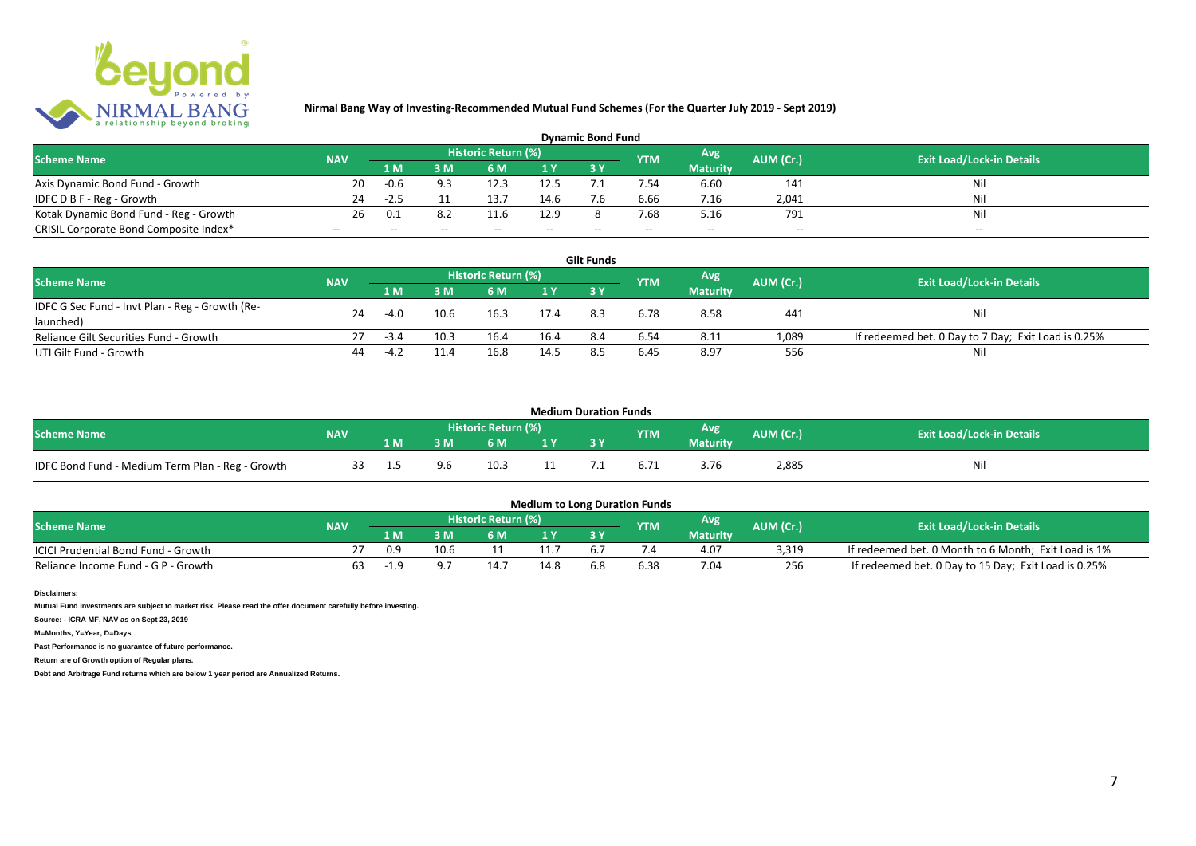**Nirmal Bang Way of Investing-Recommended Mutual Fund Schemes (For the Quarter July 2019 - Sept 2019)**

## Dynamic Bond Fund

| Scheme Name | NAV | Historic Return (%) | | | | | YTM | Avg Maturity | AUM (Cr.) | Exit Load/Lock-in Details |
|---|---|---|---|---|---|---|---|---|---|---|
| | | 1 M | 3 M | 6 M | 1 Y | 3 Y | | | | |
| Axis Dynamic Bond Fund - Growth | 20 | -0.6 | 9.3 | 12.3 | 12.5 | 7.1 | 7.54 | 6.60 | 141 | Nil |
| IDFC D B F - Reg - Growth | 24 | -2.5 | 11 | 13.7 | 14.6 | 7.6 | 6.66 | 7.16 | 2,041 | Nil |
| Kotak Dynamic Bond Fund - Reg - Growth | 26 | 0.1 | 8.2 | 11.6 | 12.9 | 8 | 7.68 | 5.16 | 791 | Nil |
| CRISIL Corporate Bond Composite Index* | -- | -- | -- | -- | -- | -- | -- | -- | -- | -- |

## Gilt Funds

| Scheme Name | NAV | Historic Return (%) | | | | | YTM | Avg Maturity | AUM (Cr.) | Exit Load/Lock-in Details |
|---|---|---|---|---|---|---|---|---|---|---|
| | | 1 M | 3 M | 6 M | 1 Y | 3 Y | | | | |
| IDFC G Sec Fund - Invt Plan - Reg - Growth (Re-launched) | 24 | -4.0 | 10.6 | 16.3 | 17.4 | 8.3 | 6.78 | 8.58 | 441 | Nil |
| Reliance Gilt Securities Fund - Growth | 27 | -3.4 | 10.3 | 16.4 | 16.4 | 8.4 | 6.54 | 8.11 | 1,089 | If redeemed bet. 0 Day to 7 Day; Exit Load is 0.25% |
| UTI Gilt Fund - Growth | 44 | -4.2 | 11.4 | 16.8 | 14.5 | 8.5 | 6.45 | 8.97 | 556 | Nil |

## Medium Duration Funds

| Scheme Name | NAV | Historic Return (%) | | | | | YTM | Avg Maturity | AUM (Cr.) | Exit Load/Lock-in Details |
|---|---|---|---|---|---|---|---|---|---|---|
| | | 1 M | 3 M | 6 M | 1 Y | 3 Y | | | | |
| IDFC Bond Fund - Medium Term Plan - Reg - Growth | 33 | 1.5 | 9.6 | 10.3 | 11 | 7.1 | 6.71 | 3.76 | 2,885 | Nil |

## Medium to Long Duration Funds

| Scheme Name | NAV | Historic Return (%) | | | | | YTM | Avg Maturity | AUM (Cr.) | Exit Load/Lock-in Details |
|---|---|---|---|---|---|---|---|---|---|---|
| | | 1 M | 3 M | 6 M | 1 Y | 3 Y | | | | |
| ICICI Prudential Bond Fund - Growth | 27 | 0.9 | 10.6 | 11 | 11.7 | 6.7 | 7.4 | 4.07 | 3,319 | If redeemed bet. 0 Month to 6 Month; Exit Load is 1% |
| Reliance Income Fund - G P - Growth | 63 | -1.9 | 9.7 | 14.7 | 14.8 | 6.8 | 6.38 | 7.04 | 256 | If redeemed bet. 0 Day to 15 Day; Exit Load is 0.25% |

**Disclaimers:**

**Mutual Fund Investments are subject to market risk. Please read the offer document carefully before investing.**

**Source: - ICRA MF, NAV as on Sept 23, 2019**

**M=Months, Y=Year, D=Days**

**Past Performance is no guarantee of future performance.**

**Return are of Growth option of Regular plans.**

**Debt and Arbitrage Fund returns which are below 1 year period are Annualized Returns.**